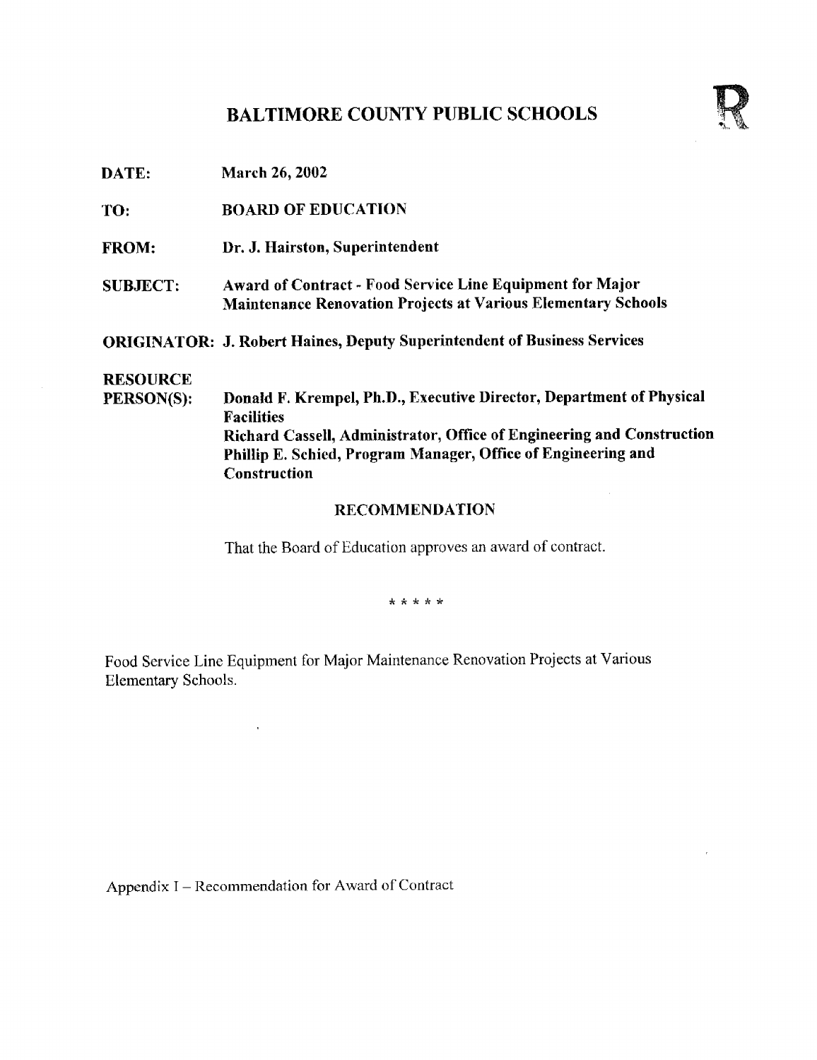# BALTIMORE COUNTY PUBLIC SCHOOLS

R

**DATE:** March 26, 2002

**TO:** BOARD OF EDUCATION

**FROM:** Dr. J. Hairston, Superintendent

**SUBJECT:** Award of Contract - Food Service Line Equipment for Major Maintenance Renovation Projects at Various Elementary Schools

**ORIGINATOR:** J. Robert Haines, Deputy Superintendent of Business Services

**RESOURCE PERSON(S):** Donald F. Krempel, Ph.D., Executive Director, Department of Physical Facilities
Richard Cassell, Administrator, Office of Engineering and Construction
Phillip E. Schied, Program Manager, Office of Engineering and Construction

## RECOMMENDATION

That the Board of Education approves an award of contract.

\* \* \* \* \*

Food Service Line Equipment for Major Maintenance Renovation Projects at Various Elementary Schools.

Appendix I – Recommendation for Award of Contract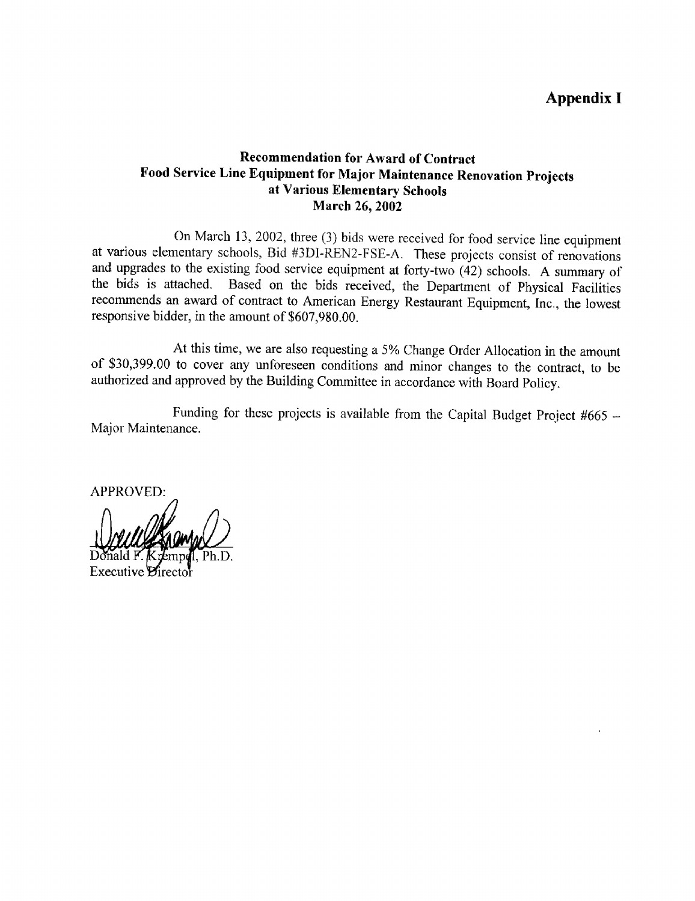# Appendix I

## Recommendation for Award of Contract
## Food Service Line Equipment for Major Maintenance Renovation Projects
## at Various Elementary Schools
## March 26, 2002

On March 13, 2002, three (3) bids were received for food service line equipment at various elementary schools, Bid #3DI-REN2-FSE-A. These projects consist of renovations and upgrades to the existing food service equipment at forty-two (42) schools. A summary of the bids is attached. Based on the bids received, the Department of Physical Facilities recommends an award of contract to American Energy Restaurant Equipment, Inc., the lowest responsive bidder, in the amount of $607,980.00.

At this time, we are also requesting a 5% Change Order Allocation in the amount of $30,399.00 to cover any unforeseen conditions and minor changes to the contract, to be authorized and approved by the Building Committee in accordance with Board Policy.

Funding for these projects is available from the Capital Budget Project #665 – Major Maintenance.

APPROVED:

Donald F. Krempel, Ph.D.
Executive Director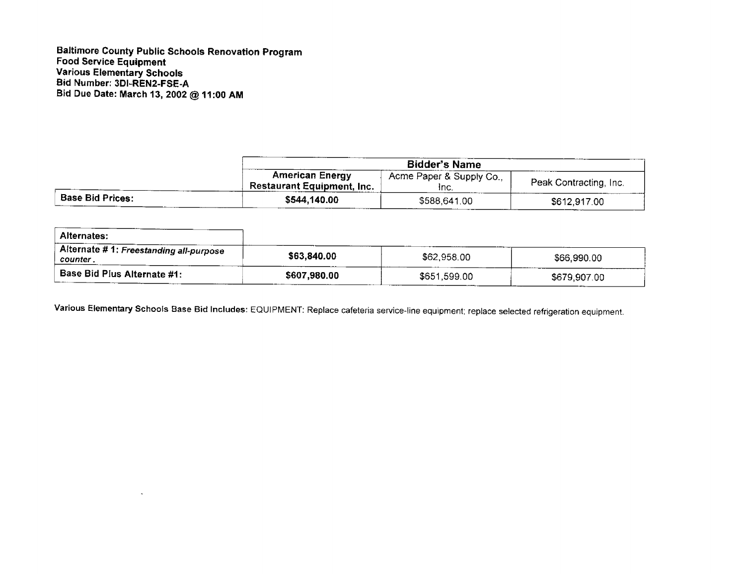**Baltimore County Public Schools Renovation Program**
**Food Service Equipment**
**Various Elementary Schools**
**Bid Number: 3DI-REN2-FSE-A**
**Bid Due Date: March 13, 2002 @ 11:00 AM**

| | Bidder's Name | | |
|---|---|---|---|
| | **American Energy Restaurant Equipment, Inc.** | Acme Paper & Supply Co., Inc. | Peak Contracting, Inc. |
| **Base Bid Prices:** | **$544,140.00** | $588,641.00 | $612,917.00 |

| **Alternates:** | | | |
|---|---|---|---|
| **Alternate # 1:** ***Freestanding all-purpose counter.*** | **$63,840.00** | $62,958.00 | $66,990.00 |
| **Base Bid Plus Alternate #1:** | **$607,980.00** | $651,599.00 | $679,907.00 |

**Various Elementary Schools Base Bid Includes:** EQUIPMENT: Replace cafeteria service-line equipment; replace selected refrigeration equipment.